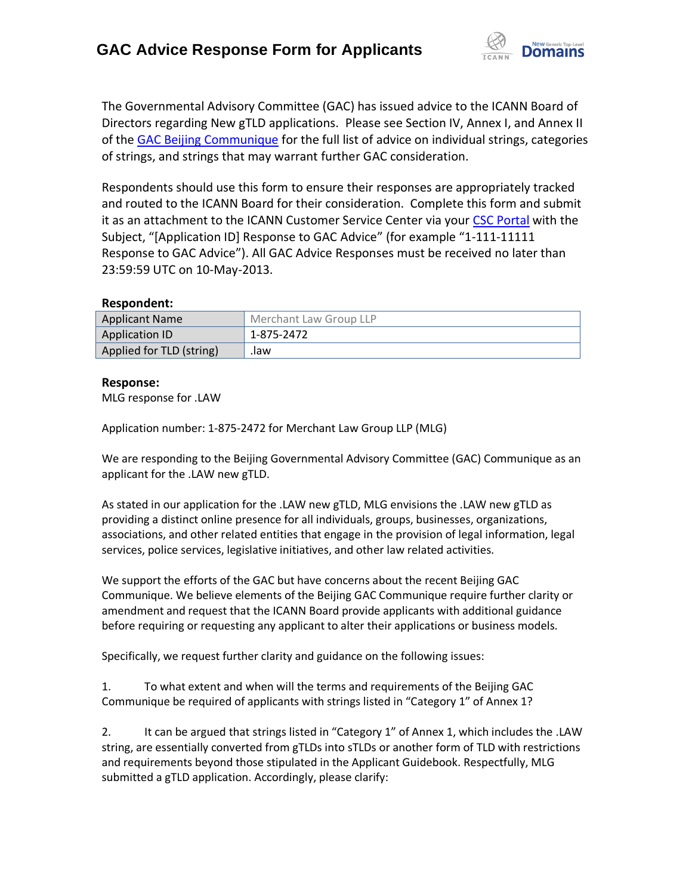# GAC Advice Response Form for Applicants

The Governmental Advisory Committee (GAC) has issued advice to the ICANN Board of Directors regarding New gTLD applications. Please see Section IV, Annex I, and Annex II of the GAC Beijing Communique for the full list of advice on individual strings, categories of strings, and strings that may warrant further GAC consideration.

Respondents should use this form to ensure their responses are appropriately tracked and routed to the ICANN Board for their consideration. Complete this form and submit it as an attachment to the ICANN Customer Service Center via your CSC Portal with the Subject, "[Application ID] Response to GAC Advice" (for example "1-111-11111 Response to GAC Advice"). All GAC Advice Responses must be received no later than 23:59:59 UTC on 10-May-2013.

**Respondent:**

| Applicant Name | Merchant Law Group LLP |
|---|---|
| Application ID | 1-875-2472 |
| Applied for TLD (string) | .law |

**Response:**

MLG response for .LAW

Application number: 1-875-2472 for Merchant Law Group LLP (MLG)

We are responding to the Beijing Governmental Advisory Committee (GAC) Communique as an applicant for the .LAW new gTLD.

As stated in our application for the .LAW new gTLD, MLG envisions the .LAW new gTLD as providing a distinct online presence for all individuals, groups, businesses, organizations, associations, and other related entities that engage in the provision of legal information, legal services, police services, legislative initiatives, and other law related activities.

We support the efforts of the GAC but have concerns about the recent Beijing GAC Communique. We believe elements of the Beijing GAC Communique require further clarity or amendment and request that the ICANN Board provide applicants with additional guidance before requiring or requesting any applicant to alter their applications or business models.

Specifically, we request further clarity and guidance on the following issues:

1. To what extent and when will the terms and requirements of the Beijing GAC Communique be required of applicants with strings listed in "Category 1" of Annex 1?

2. It can be argued that strings listed in "Category 1" of Annex 1, which includes the .LAW string, are essentially converted from gTLDs into sTLDs or another form of TLD with restrictions and requirements beyond those stipulated in the Applicant Guidebook. Respectfully, MLG submitted a gTLD application. Accordingly, please clarify: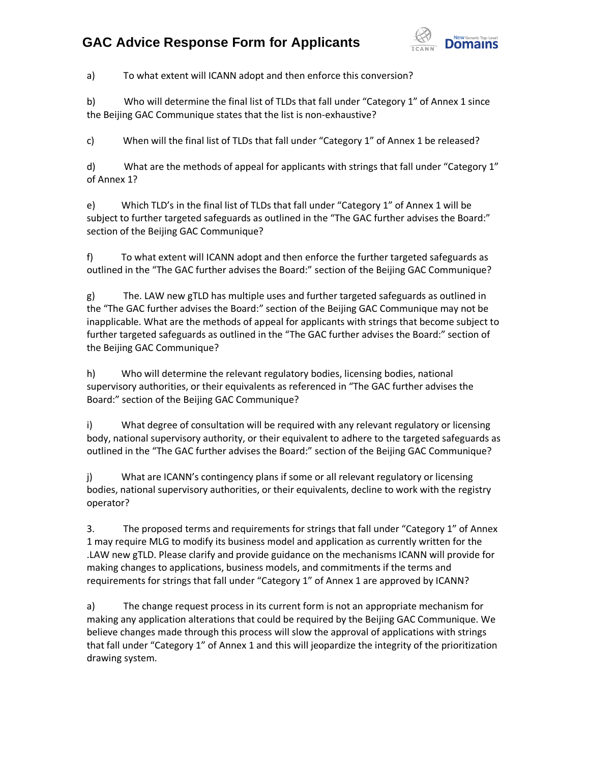a) To what extent will ICANN adopt and then enforce this conversion?

b) Who will determine the final list of TLDs that fall under "Category 1" of Annex 1 since the Beijing GAC Communique states that the list is non-exhaustive?

c) When will the final list of TLDs that fall under "Category 1" of Annex 1 be released?

d) What are the methods of appeal for applicants with strings that fall under "Category 1" of Annex 1?

e) Which TLD's in the final list of TLDs that fall under "Category 1" of Annex 1 will be subject to further targeted safeguards as outlined in the "The GAC further advises the Board:" section of the Beijing GAC Communique?

f) To what extent will ICANN adopt and then enforce the further targeted safeguards as outlined in the "The GAC further advises the Board:" section of the Beijing GAC Communique?

g) The. LAW new gTLD has multiple uses and further targeted safeguards as outlined in the "The GAC further advises the Board:" section of the Beijing GAC Communique may not be inapplicable. What are the methods of appeal for applicants with strings that become subject to further targeted safeguards as outlined in the "The GAC further advises the Board:" section of the Beijing GAC Communique?

h) Who will determine the relevant regulatory bodies, licensing bodies, national supervisory authorities, or their equivalents as referenced in "The GAC further advises the Board:" section of the Beijing GAC Communique?

i) What degree of consultation will be required with any relevant regulatory or licensing body, national supervisory authority, or their equivalent to adhere to the targeted safeguards as outlined in the "The GAC further advises the Board:" section of the Beijing GAC Communique?

j) What are ICANN's contingency plans if some or all relevant regulatory or licensing bodies, national supervisory authorities, or their equivalents, decline to work with the registry operator?

3. The proposed terms and requirements for strings that fall under "Category 1" of Annex 1 may require MLG to modify its business model and application as currently written for the .LAW new gTLD. Please clarify and provide guidance on the mechanisms ICANN will provide for making changes to applications, business models, and commitments if the terms and requirements for strings that fall under "Category 1" of Annex 1 are approved by ICANN?

a) The change request process in its current form is not an appropriate mechanism for making any application alterations that could be required by the Beijing GAC Communique. We believe changes made through this process will slow the approval of applications with strings that fall under "Category 1" of Annex 1 and this will jeopardize the integrity of the prioritization drawing system.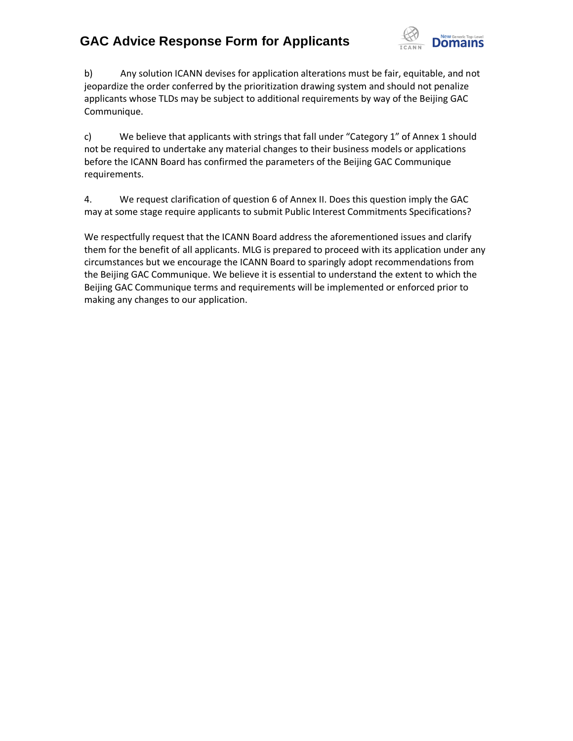b) Any solution ICANN devises for application alterations must be fair, equitable, and not jeopardize the order conferred by the prioritization drawing system and should not penalize applicants whose TLDs may be subject to additional requirements by way of the Beijing GAC Communique.

c) We believe that applicants with strings that fall under "Category 1" of Annex 1 should not be required to undertake any material changes to their business models or applications before the ICANN Board has confirmed the parameters of the Beijing GAC Communique requirements.

4. We request clarification of question 6 of Annex II. Does this question imply the GAC may at some stage require applicants to submit Public Interest Commitments Specifications?

We respectfully request that the ICANN Board address the aforementioned issues and clarify them for the benefit of all applicants. MLG is prepared to proceed with its application under any circumstances but we encourage the ICANN Board to sparingly adopt recommendations from the Beijing GAC Communique. We believe it is essential to understand the extent to which the Beijing GAC Communique terms and requirements will be implemented or enforced prior to making any changes to our application.